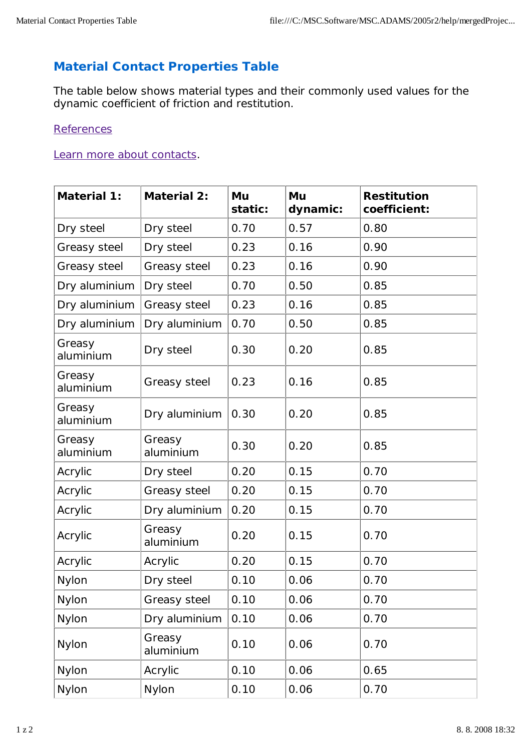# Material Contact Properties Table

The table below shows material types and their commonly used values for the dynamic coefficient of friction and restitution.

References

Learn more about contacts.

| Material 1: | Material 2: | Mu static: | Mu dynamic: | Restitution coefficient: |
|---|---|---|---|---|
| Dry steel | Dry steel | 0.70 | 0.57 | 0.80 |
| Greasy steel | Dry steel | 0.23 | 0.16 | 0.90 |
| Greasy steel | Greasy steel | 0.23 | 0.16 | 0.90 |
| Dry aluminium | Dry steel | 0.70 | 0.50 | 0.85 |
| Dry aluminium | Greasy steel | 0.23 | 0.16 | 0.85 |
| Dry aluminium | Dry aluminium | 0.70 | 0.50 | 0.85 |
| Greasy aluminium | Dry steel | 0.30 | 0.20 | 0.85 |
| Greasy aluminium | Greasy steel | 0.23 | 0.16 | 0.85 |
| Greasy aluminium | Dry aluminium | 0.30 | 0.20 | 0.85 |
| Greasy aluminium | Greasy aluminium | 0.30 | 0.20 | 0.85 |
| Acrylic | Dry steel | 0.20 | 0.15 | 0.70 |
| Acrylic | Greasy steel | 0.20 | 0.15 | 0.70 |
| Acrylic | Dry aluminium | 0.20 | 0.15 | 0.70 |
| Acrylic | Greasy aluminium | 0.20 | 0.15 | 0.70 |
| Acrylic | Acrylic | 0.20 | 0.15 | 0.70 |
| Nylon | Dry steel | 0.10 | 0.06 | 0.70 |
| Nylon | Greasy steel | 0.10 | 0.06 | 0.70 |
| Nylon | Dry aluminium | 0.10 | 0.06 | 0.70 |
| Nylon | Greasy aluminium | 0.10 | 0.06 | 0.70 |
| Nylon | Acrylic | 0.10 | 0.06 | 0.65 |
| Nylon | Nylon | 0.10 | 0.06 | 0.70 |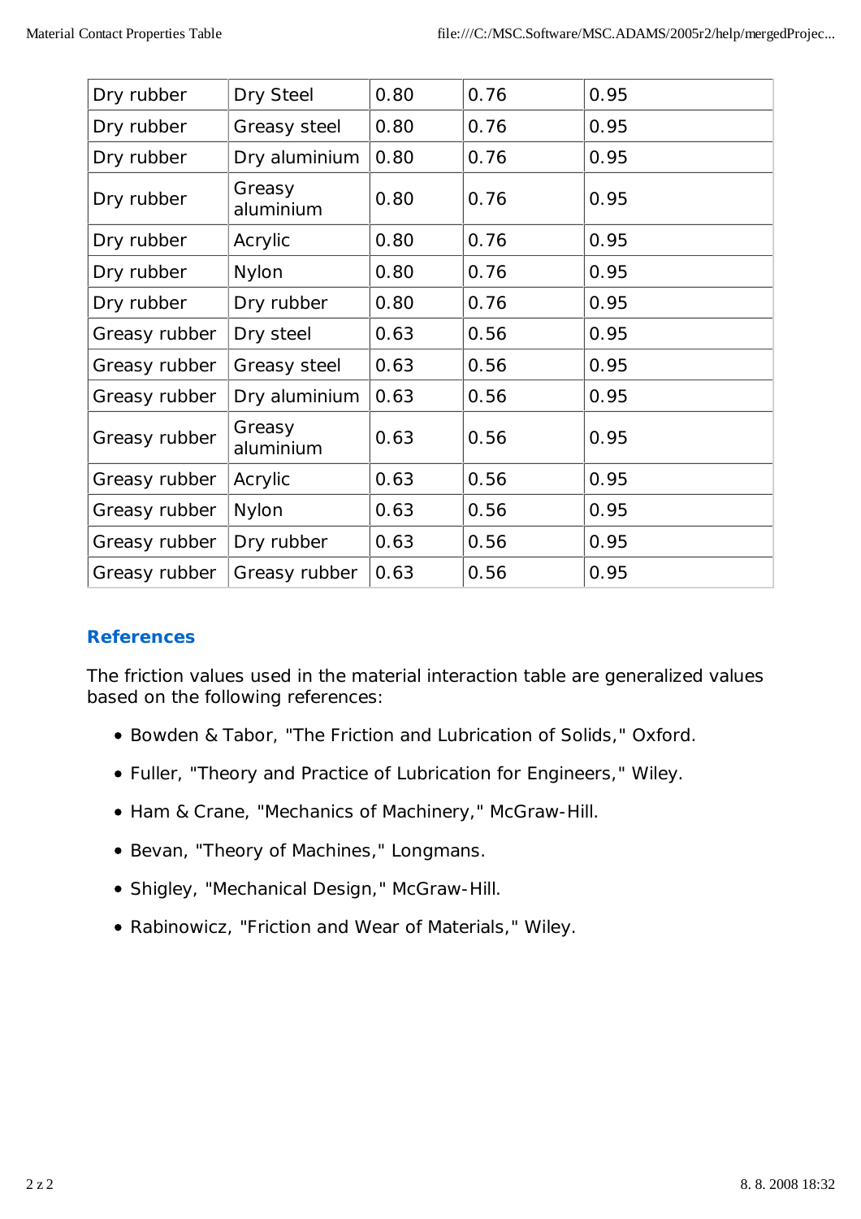| | | | | |
|---|---|---|---|---|
| Dry rubber | Dry Steel | 0.80 | 0.76 | 0.95 |
| Dry rubber | Greasy steel | 0.80 | 0.76 | 0.95 |
| Dry rubber | Dry aluminium | 0.80 | 0.76 | 0.95 |
| Dry rubber | Greasy aluminium | 0.80 | 0.76 | 0.95 |
| Dry rubber | Acrylic | 0.80 | 0.76 | 0.95 |
| Dry rubber | Nylon | 0.80 | 0.76 | 0.95 |
| Dry rubber | Dry rubber | 0.80 | 0.76 | 0.95 |
| Greasy rubber | Dry steel | 0.63 | 0.56 | 0.95 |
| Greasy rubber | Greasy steel | 0.63 | 0.56 | 0.95 |
| Greasy rubber | Dry aluminium | 0.63 | 0.56 | 0.95 |
| Greasy rubber | Greasy aluminium | 0.63 | 0.56 | 0.95 |
| Greasy rubber | Acrylic | 0.63 | 0.56 | 0.95 |
| Greasy rubber | Nylon | 0.63 | 0.56 | 0.95 |
| Greasy rubber | Dry rubber | 0.63 | 0.56 | 0.95 |
| Greasy rubber | Greasy rubber | 0.63 | 0.56 | 0.95 |

## References

The friction values used in the material interaction table are generalized values based on the following references:

- Bowden & Tabor, "The Friction and Lubrication of Solids," Oxford.
- Fuller, "Theory and Practice of Lubrication for Engineers," Wiley.
- Ham & Crane, "Mechanics of Machinery," McGraw-Hill.
- Bevan, "Theory of Machines," Longmans.
- Shigley, "Mechanical Design," McGraw-Hill.
- Rabinowicz, "Friction and Wear of Materials," Wiley.